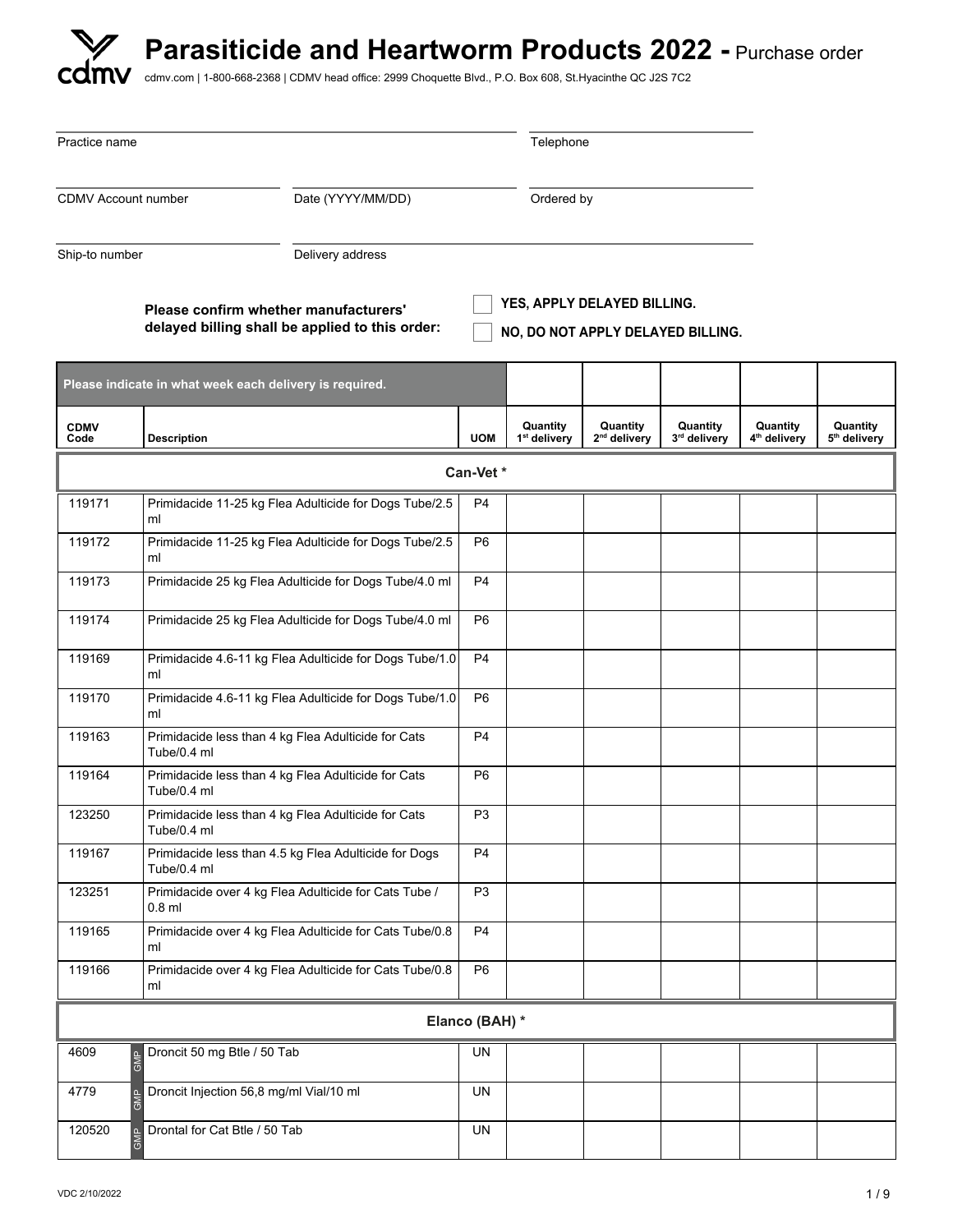# Parasiticide and Heartworm Products 2022 - Purchase order

cdmv.com | 1-800-668-2368 | CDMV head office: 2999 Choquette Blvd., P.O. Box 608, St.Hyacinthe QC J2S 7C2

Practice name

Telephone

CDMV Account number

Date (YYYY/MM/DD)

Ordered by

Ship-to number

Delivery address

**Please confirm whether manufacturers' delayed billing shall be applied to this order:**

- ☐ **YES, APPLY DELAYED BILLING.**
- ☐ **NO, DO NOT APPLY DELAYED BILLING.**

| Please indicate in what week each delivery is required. | | | | | | | |
|---|---|---|---|---|---|---|---|
| **CDMV Code** | **Description** | **UOM** | **Quantity 1st delivery** | **Quantity 2nd delivery** | **Quantity 3rd delivery** | **Quantity 4th delivery** | **Quantity 5th delivery** |
| | **Can-Vet *** | | | | | | |
| 119171 | Primidacide 11-25 kg Flea Adulticide for Dogs Tube/2.5 ml | P4 | | | | | |
| 119172 | Primidacide 11-25 kg Flea Adulticide for Dogs Tube/2.5 ml | P6 | | | | | |
| 119173 | Primidacide 25 kg Flea Adulticide for Dogs Tube/4.0 ml | P4 | | | | | |
| 119174 | Primidacide 25 kg Flea Adulticide for Dogs Tube/4.0 ml | P6 | | | | | |
| 119169 | Primidacide 4.6-11 kg Flea Adulticide for Dogs Tube/1.0 ml | P4 | | | | | |
| 119170 | Primidacide 4.6-11 kg Flea Adulticide for Dogs Tube/1.0 ml | P6 | | | | | |
| 119163 | Primidacide less than 4 kg Flea Adulticide for Cats Tube/0.4 ml | P4 | | | | | |
| 119164 | Primidacide less than 4 kg Flea Adulticide for Cats Tube/0.4 ml | P6 | | | | | |
| 123250 | Primidacide less than 4 kg Flea Adulticide for Cats Tube/0.4 ml | P3 | | | | | |
| 119167 | Primidacide less than 4.5 kg Flea Adulticide for Dogs Tube/0.4 ml | P4 | | | | | |
| 123251 | Primidacide over 4 kg Flea Adulticide for Cats Tube / 0.8 ml | P3 | | | | | |
| 119165 | Primidacide over 4 kg Flea Adulticide for Cats Tube/0.8 ml | P4 | | | | | |
| 119166 | Primidacide over 4 kg Flea Adulticide for Cats Tube/0.8 ml | P6 | | | | | |
| | **Elanco (BAH) *** | | | | | | |
| 4609 | GMP Droncit 50 mg Btle / 50 Tab | UN | | | | | |
| 4779 | GMP Droncit Injection 56,8 mg/ml Vial/10 ml | UN | | | | | |
| 120520 | GMP Drontal for Cat Btle / 50 Tab | UN | | | | | |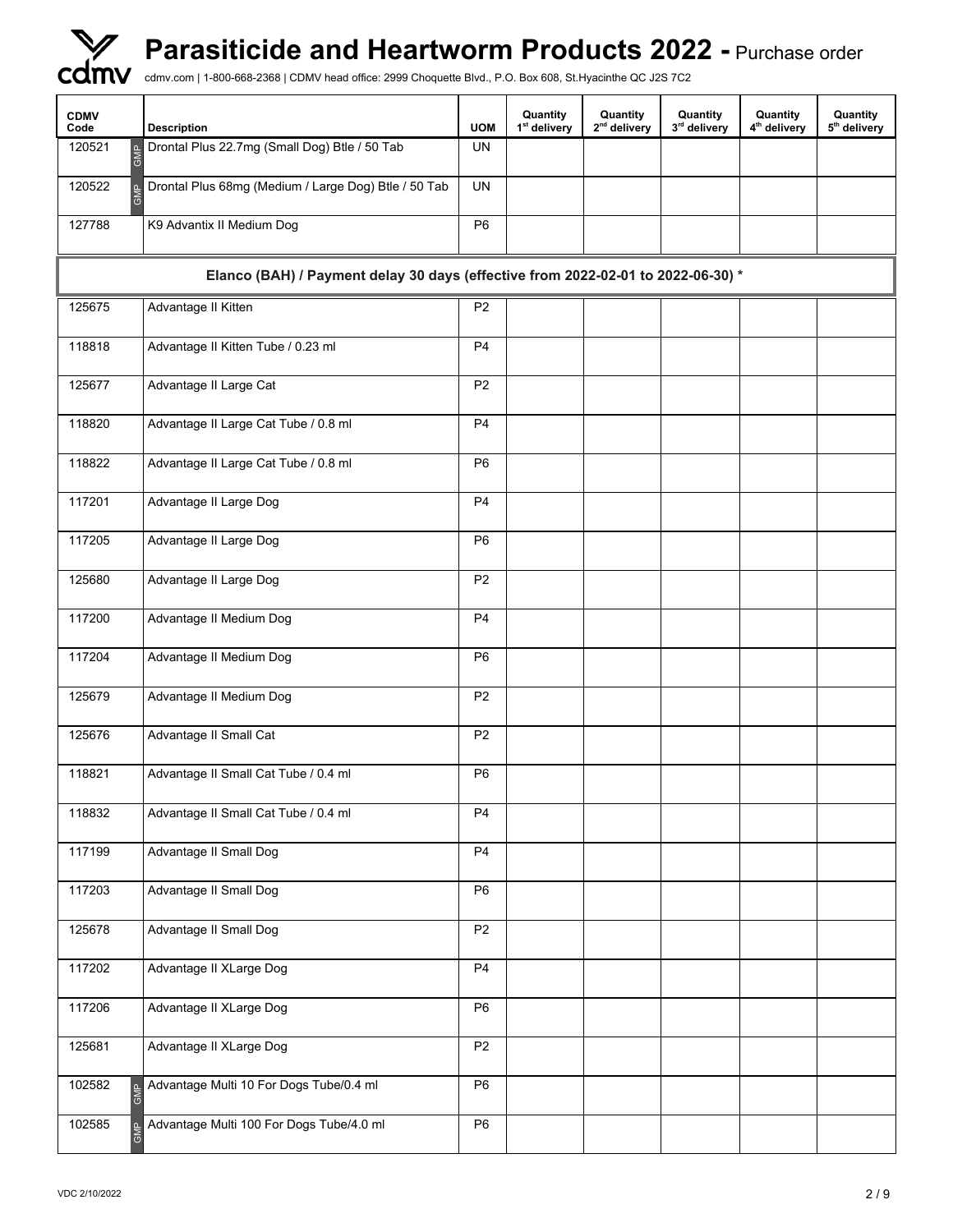# Parasiticide and Heartworm Products 2022 - Purchase order

cdmv.com | 1-800-668-2368 | CDMV head office: 2999 Choquette Blvd., P.O. Box 608, St.Hyacinthe QC J2S 7C2

| CDMV Code | | Description | UOM | Quantity 1st delivery | Quantity 2nd delivery | Quantity 3rd delivery | Quantity 4th delivery | Quantity 5th delivery |
|---|---|---|---|---|---|---|---|---|
| 120521 | GMP | Drontal Plus 22.7mg (Small Dog) Btle / 50 Tab | UN | | | | | |
| 120522 | GMP | Drontal Plus 68mg (Medium / Large Dog) Btle / 50 Tab | UN | | | | | |
| 127788 | | K9 Advantix II Medium Dog | P6 | | | | | |
| **Elanco (BAH) / Payment delay 30 days (effective from 2022-02-01 to 2022-06-30) \*** | | | | | | | | |
| 125675 | | Advantage II Kitten | P2 | | | | | |
| 118818 | | Advantage II Kitten Tube / 0.23 ml | P4 | | | | | |
| 125677 | | Advantage II Large Cat | P2 | | | | | |
| 118820 | | Advantage II Large Cat Tube / 0.8 ml | P4 | | | | | |
| 118822 | | Advantage II Large Cat Tube / 0.8 ml | P6 | | | | | |
| 117201 | | Advantage II Large Dog | P4 | | | | | |
| 117205 | | Advantage II Large Dog | P6 | | | | | |
| 125680 | | Advantage II Large Dog | P2 | | | | | |
| 117200 | | Advantage II Medium Dog | P4 | | | | | |
| 117204 | | Advantage II Medium Dog | P6 | | | | | |
| 125679 | | Advantage II Medium Dog | P2 | | | | | |
| 125676 | | Advantage II Small Cat | P2 | | | | | |
| 118821 | | Advantage II Small Cat Tube / 0.4 ml | P6 | | | | | |
| 118832 | | Advantage II Small Cat Tube / 0.4 ml | P4 | | | | | |
| 117199 | | Advantage II Small Dog | P4 | | | | | |
| 117203 | | Advantage II Small Dog | P6 | | | | | |
| 125678 | | Advantage II Small Dog | P2 | | | | | |
| 117202 | | Advantage II XLarge Dog | P4 | | | | | |
| 117206 | | Advantage II XLarge Dog | P6 | | | | | |
| 125681 | | Advantage II XLarge Dog | P2 | | | | | |
| 102582 | GMP | Advantage Multi 10 For Dogs Tube/0.4 ml | P6 | | | | | |
| 102585 | GMP | Advantage Multi 100 For Dogs Tube/4.0 ml | P6 | | | | | |

VDC 2/10/2022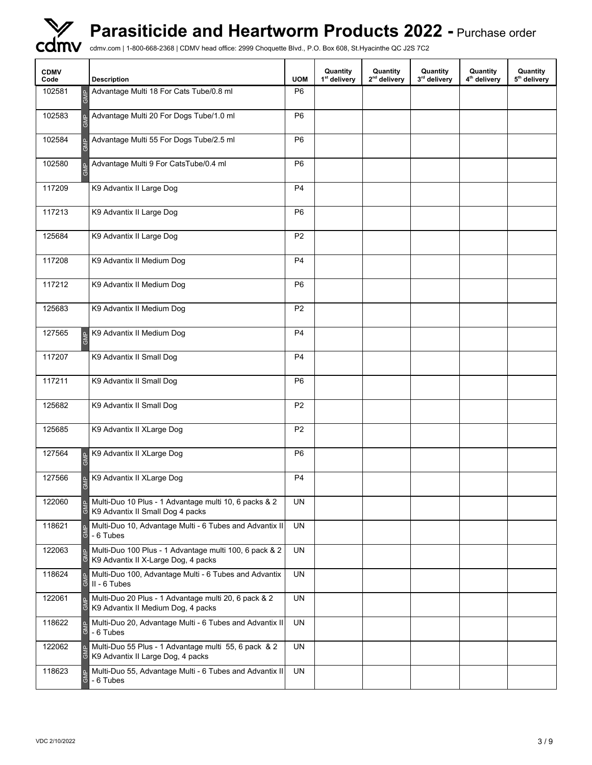# Parasiticide and Heartworm Products 2022 - Purchase order

cdmv.com | 1-800-668-2368 | CDMV head office: 2999 Choquette Blvd., P.O. Box 608, St.Hyacinthe QC J2S 7C2

| CDMV Code | | Description | UOM | Quantity 1st delivery | Quantity 2nd delivery | Quantity 3rd delivery | Quantity 4th delivery | Quantity 5th delivery |
|---|---|---|---|---|---|---|---|---|
| 102581 | GMP | Advantage Multi 18 For Cats Tube/0.8 ml | P6 | | | | | |
| 102583 | GMP | Advantage Multi 20 For Dogs Tube/1.0 ml | P6 | | | | | |
| 102584 | GMP | Advantage Multi 55 For Dogs Tube/2.5 ml | P6 | | | | | |
| 102580 | GMP | Advantage Multi 9 For CatsTube/0.4 ml | P6 | | | | | |
| 117209 | | K9 Advantix II Large Dog | P4 | | | | | |
| 117213 | | K9 Advantix II Large Dog | P6 | | | | | |
| 125684 | | K9 Advantix II Large Dog | P2 | | | | | |
| 117208 | | K9 Advantix II Medium Dog | P4 | | | | | |
| 117212 | | K9 Advantix II Medium Dog | P6 | | | | | |
| 125683 | | K9 Advantix II Medium Dog | P2 | | | | | |
| 127565 | GMP | K9 Advantix II Medium Dog | P4 | | | | | |
| 117207 | | K9 Advantix II Small Dog | P4 | | | | | |
| 117211 | | K9 Advantix II Small Dog | P6 | | | | | |
| 125682 | | K9 Advantix II Small Dog | P2 | | | | | |
| 125685 | | K9 Advantix II XLarge Dog | P2 | | | | | |
| 127564 | GMP | K9 Advantix II XLarge Dog | P6 | | | | | |
| 127566 | GMP | K9 Advantix II XLarge Dog | P4 | | | | | |
| 122060 | GMP | Multi-Duo 10 Plus - 1 Advantage multi 10, 6 packs & 2 K9 Advantix II Small Dog 4 packs | UN | | | | | |
| 118621 | GMP | Multi-Duo 10, Advantage Multi - 6 Tubes and Advantix II - 6 Tubes | UN | | | | | |
| 122063 | GMP | Multi-Duo 100 Plus - 1 Advantage multi 100, 6 pack & 2 K9 Advantix II X-Large Dog, 4 packs | UN | | | | | |
| 118624 | GMP | Multi-Duo 100, Advantage Multi - 6 Tubes and Advantix II - 6 Tubes | UN | | | | | |
| 122061 | GMP | Multi-Duo 20 Plus - 1 Advantage multi 20, 6 pack & 2 K9 Advantix II Medium Dog, 4 packs | UN | | | | | |
| 118622 | GMP | Multi-Duo 20, Advantage Multi - 6 Tubes and Advantix II - 6 Tubes | UN | | | | | |
| 122062 | GMP | Multi-Duo 55 Plus - 1 Advantage multi 55, 6 pack & 2 K9 Advantix II Large Dog, 4 packs | UN | | | | | |
| 118623 | GMP | Multi-Duo 55, Advantage Multi - 6 Tubes and Advantix II - 6 Tubes | UN | | | | | |

VDC 2/10/2022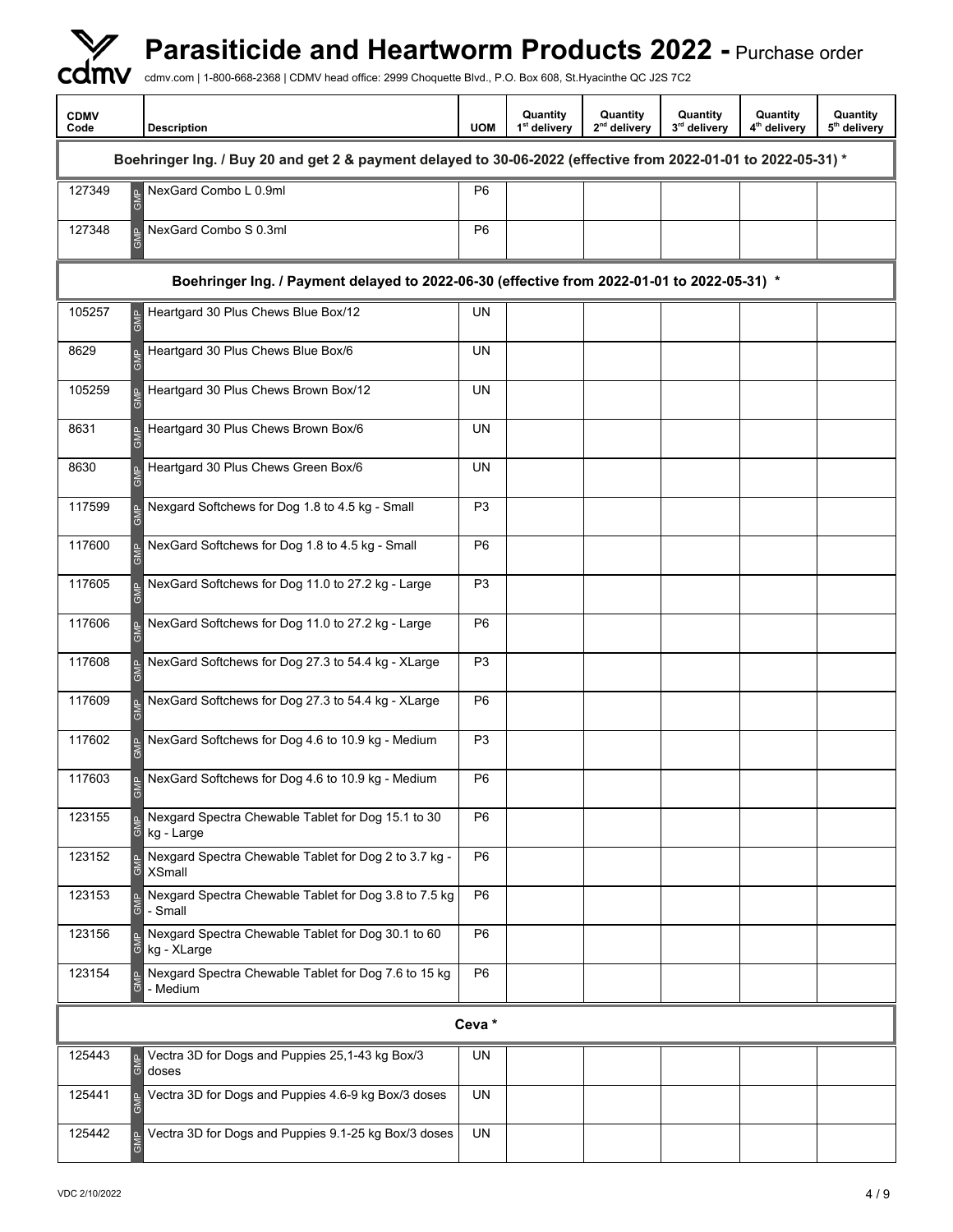# Parasiticide and Heartworm Products 2022 - Purchase order

cdmv.com | 1-800-668-2368 | CDMV head office: 2999 Choquette Blvd., P.O. Box 608, St.Hyacinthe QC J2S 7C2

| CDMV Code | | Description | UOM | Quantity 1st delivery | Quantity 2nd delivery | Quantity 3rd delivery | Quantity 4th delivery | Quantity 5th delivery |
|---|---|---|---|---|---|---|---|---|
| **Boehringer Ing. / Buy 20 and get 2 & payment delayed to 30-06-2022 (effective from 2022-01-01 to 2022-05-31) *** | | | | | | | | |
| 127349 | GMP | NexGard Combo L 0.9ml | P6 | | | | | |
| 127348 | GMP | NexGard Combo S 0.3ml | P6 | | | | | |
| **Boehringer Ing. / Payment delayed to 2022-06-30 (effective from 2022-01-01 to 2022-05-31) *** | | | | | | | | |
| 105257 | GMP | Heartgard 30 Plus Chews Blue Box/12 | UN | | | | | |
| 8629 | GMP | Heartgard 30 Plus Chews Blue Box/6 | UN | | | | | |
| 105259 | GMP | Heartgard 30 Plus Chews Brown Box/12 | UN | | | | | |
| 8631 | GMP | Heartgard 30 Plus Chews Brown Box/6 | UN | | | | | |
| 8630 | GMP | Heartgard 30 Plus Chews Green Box/6 | UN | | | | | |
| 117599 | GMP | Nexgard Softchews for Dog 1.8 to 4.5 kg - Small | P3 | | | | | |
| 117600 | GMP | NexGard Softchews for Dog 1.8 to 4.5 kg - Small | P6 | | | | | |
| 117605 | GMP | NexGard Softchews for Dog 11.0 to 27.2 kg - Large | P3 | | | | | |
| 117606 | GMP | NexGard Softchews for Dog 11.0 to 27.2 kg - Large | P6 | | | | | |
| 117608 | GMP | NexGard Softchews for Dog 27.3 to 54.4 kg - XLarge | P3 | | | | | |
| 117609 | GMP | NexGard Softchews for Dog 27.3 to 54.4 kg - XLarge | P6 | | | | | |
| 117602 | GMP | NexGard Softchews for Dog 4.6 to 10.9 kg - Medium | P3 | | | | | |
| 117603 | GMP | NexGard Softchews for Dog 4.6 to 10.9 kg - Medium | P6 | | | | | |
| 123155 | GMP | Nexgard Spectra Chewable Tablet for Dog 15.1 to 30 kg - Large | P6 | | | | | |
| 123152 | GMP | Nexgard Spectra Chewable Tablet for Dog 2 to 3.7 kg - XSmall | P6 | | | | | |
| 123153 | GMP | Nexgard Spectra Chewable Tablet for Dog 3.8 to 7.5 kg - Small | P6 | | | | | |
| 123156 | GMP | Nexgard Spectra Chewable Tablet for Dog 30.1 to 60 kg - XLarge | P6 | | | | | |
| 123154 | GMP | Nexgard Spectra Chewable Tablet for Dog 7.6 to 15 kg - Medium | P6 | | | | | |
| **Ceva *** | | | | | | | | |
| 125443 | GMP | Vectra 3D for Dogs and Puppies 25,1-43 kg Box/3 doses | UN | | | | | |
| 125441 | GMP | Vectra 3D for Dogs and Puppies 4.6-9 kg Box/3 doses | UN | | | | | |
| 125442 | GMP | Vectra 3D for Dogs and Puppies 9.1-25 kg Box/3 doses | UN | | | | | |

VDC 2/10/2022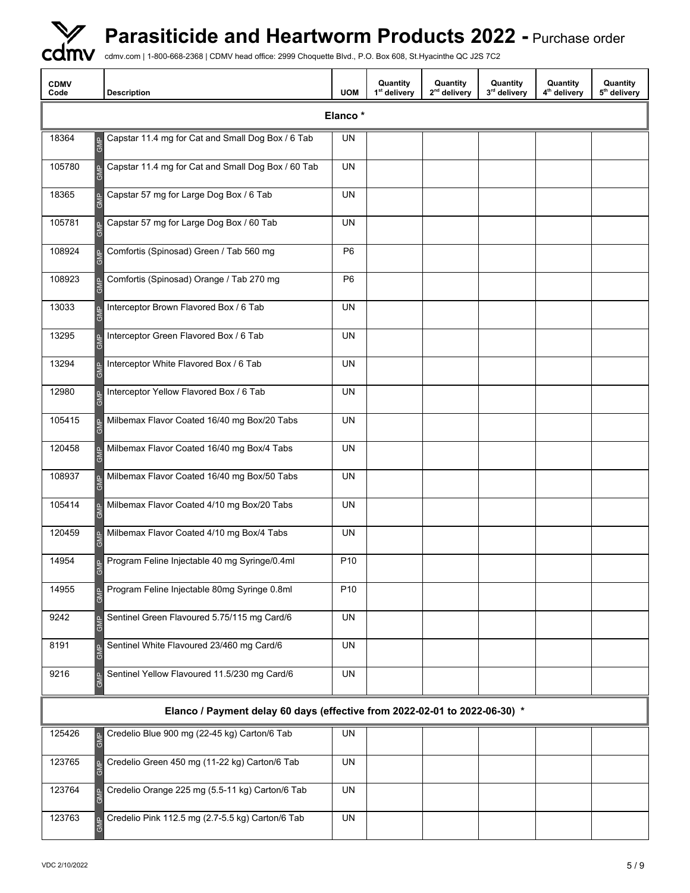# Parasiticide and Heartworm Products 2022 - Purchase order

cdmv.com | 1-800-668-2368 | CDMV head office: 2999 Choquette Blvd., P.O. Box 608, St.Hyacinthe QC J2S 7C2

| CDMV Code | | Description | UOM | Quantity 1st delivery | Quantity 2nd delivery | Quantity 3rd delivery | Quantity 4th delivery | Quantity 5th delivery |
|---|---|---|---|---|---|---|---|---|
| **Elanco *** | | | | | | | | |
| 18364 | GMP | Capstar 11.4 mg for Cat and Small Dog Box / 6 Tab | UN | | | | | |
| 105780 | GMP | Capstar 11.4 mg for Cat and Small Dog Box / 60 Tab | UN | | | | | |
| 18365 | GMP | Capstar 57 mg for Large Dog Box / 6 Tab | UN | | | | | |
| 105781 | GMP | Capstar 57 mg for Large Dog Box / 60 Tab | UN | | | | | |
| 108924 | GMP | Comfortis (Spinosad) Green / Tab 560 mg | P6 | | | | | |
| 108923 | GMP | Comfortis (Spinosad) Orange / Tab 270 mg | P6 | | | | | |
| 13033 | GMP | Interceptor Brown Flavored Box / 6 Tab | UN | | | | | |
| 13295 | GMP | Interceptor Green Flavored Box / 6 Tab | UN | | | | | |
| 13294 | GMP | Interceptor White Flavored Box / 6 Tab | UN | | | | | |
| 12980 | GMP | Interceptor Yellow Flavored Box / 6 Tab | UN | | | | | |
| 105415 | GMP | Milbemax Flavor Coated 16/40 mg Box/20 Tabs | UN | | | | | |
| 120458 | GMP | Milbemax Flavor Coated 16/40 mg Box/4 Tabs | UN | | | | | |
| 108937 | GMP | Milbemax Flavor Coated 16/40 mg Box/50 Tabs | UN | | | | | |
| 105414 | GMP | Milbemax Flavor Coated 4/10 mg Box/20 Tabs | UN | | | | | |
| 120459 | GMP | Milbemax Flavor Coated 4/10 mg Box/4 Tabs | UN | | | | | |
| 14954 | GMP | Program Feline Injectable 40 mg Syringe/0.4ml | P10 | | | | | |
| 14955 | GMP | Program Feline Injectable 80mg Syringe 0.8ml | P10 | | | | | |
| 9242 | GMP | Sentinel Green Flavoured 5.75/115 mg Card/6 | UN | | | | | |
| 8191 | GMP | Sentinel White Flavoured 23/460 mg Card/6 | UN | | | | | |
| 9216 | GMP | Sentinel Yellow Flavoured 11.5/230 mg Card/6 | UN | | | | | |
| **Elanco / Payment delay 60 days (effective from 2022-02-01 to 2022-06-30) *** | | | | | | | | |
| 125426 | GMP | Credelio Blue 900 mg (22-45 kg) Carton/6 Tab | UN | | | | | |
| 123765 | GMP | Credelio Green 450 mg (11-22 kg) Carton/6 Tab | UN | | | | | |
| 123764 | GMP | Credelio Orange 225 mg (5.5-11 kg) Carton/6 Tab | UN | | | | | |
| 123763 | GMP | Credelio Pink 112.5 mg (2.7-5.5 kg) Carton/6 Tab | UN | | | | | |

VDC 2/10/2022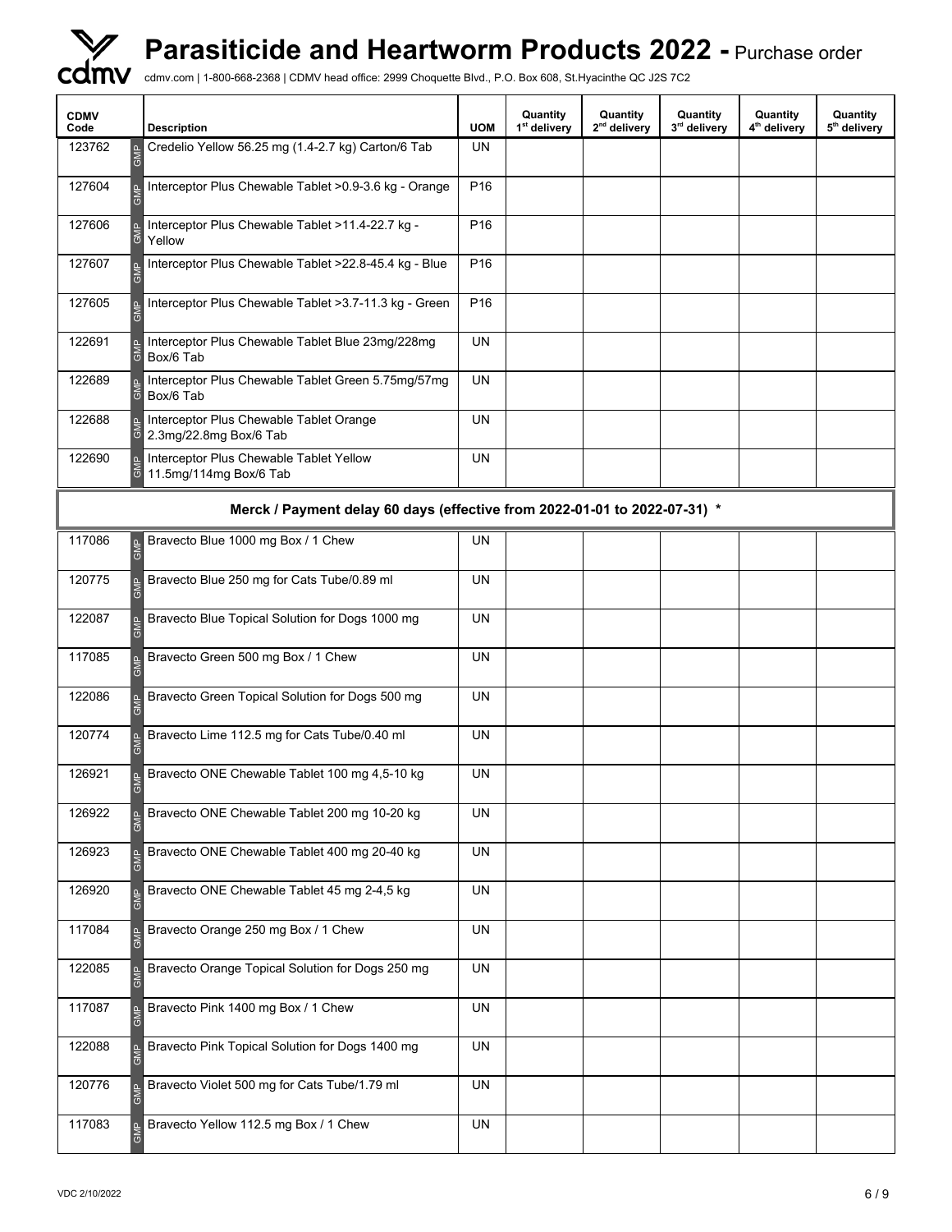# Parasiticide and Heartworm Products 2022 - Purchase order

cdmv.com | 1-800-668-2368 | CDMV head office: 2999 Choquette Blvd., P.O. Box 608, St.Hyacinthe QC J2S 7C2

| CDMV Code | | Description | UOM | Quantity 1st delivery | Quantity 2nd delivery | Quantity 3rd delivery | Quantity 4th delivery | Quantity 5th delivery |
|---|---|---|---|---|---|---|---|---|
| 123762 | GMP | Credelio Yellow 56.25 mg (1.4-2.7 kg) Carton/6 Tab | UN | | | | | |
| 127604 | GMP | Interceptor Plus Chewable Tablet >0.9-3.6 kg - Orange | P16 | | | | | |
| 127606 | GMP | Interceptor Plus Chewable Tablet >11.4-22.7 kg - Yellow | P16 | | | | | |
| 127607 | GMP | Interceptor Plus Chewable Tablet >22.8-45.4 kg - Blue | P16 | | | | | |
| 127605 | GMP | Interceptor Plus Chewable Tablet >3.7-11.3 kg - Green | P16 | | | | | |
| 122691 | GMP | Interceptor Plus Chewable Tablet Blue 23mg/228mg Box/6 Tab | UN | | | | | |
| 122689 | GMP | Interceptor Plus Chewable Tablet Green 5.75mg/57mg Box/6 Tab | UN | | | | | |
| 122688 | GMP | Interceptor Plus Chewable Tablet Orange 2.3mg/22.8mg Box/6 Tab | UN | | | | | |
| 122690 | GMP | Interceptor Plus Chewable Tablet Yellow 11.5mg/114mg Box/6 Tab | UN | | | | | |
| **Merck / Payment delay 60 days (effective from 2022-01-01 to 2022-07-31) *** | | | | | | | | |
| 117086 | GMP | Bravecto Blue 1000 mg Box / 1 Chew | UN | | | | | |
| 120775 | GMP | Bravecto Blue 250 mg for Cats Tube/0.89 ml | UN | | | | | |
| 122087 | GMP | Bravecto Blue Topical Solution for Dogs 1000 mg | UN | | | | | |
| 117085 | GMP | Bravecto Green 500 mg Box / 1 Chew | UN | | | | | |
| 122086 | GMP | Bravecto Green Topical Solution for Dogs 500 mg | UN | | | | | |
| 120774 | GMP | Bravecto Lime 112.5 mg for Cats Tube/0.40 ml | UN | | | | | |
| 126921 | GMP | Bravecto ONE Chewable Tablet 100 mg 4,5-10 kg | UN | | | | | |
| 126922 | GMP | Bravecto ONE Chewable Tablet 200 mg 10-20 kg | UN | | | | | |
| 126923 | GMP | Bravecto ONE Chewable Tablet 400 mg 20-40 kg | UN | | | | | |
| 126920 | GMP | Bravecto ONE Chewable Tablet 45 mg 2-4,5 kg | UN | | | | | |
| 117084 | GMP | Bravecto Orange 250 mg Box / 1 Chew | UN | | | | | |
| 122085 | GMP | Bravecto Orange Topical Solution for Dogs 250 mg | UN | | | | | |
| 117087 | GMP | Bravecto Pink 1400 mg Box / 1 Chew | UN | | | | | |
| 122088 | GMP | Bravecto Pink Topical Solution for Dogs 1400 mg | UN | | | | | |
| 120776 | GMP | Bravecto Violet 500 mg for Cats Tube/1.79 ml | UN | | | | | |
| 117083 | GMP | Bravecto Yellow 112.5 mg Box / 1 Chew | UN | | | | | |

VDC 2/10/2022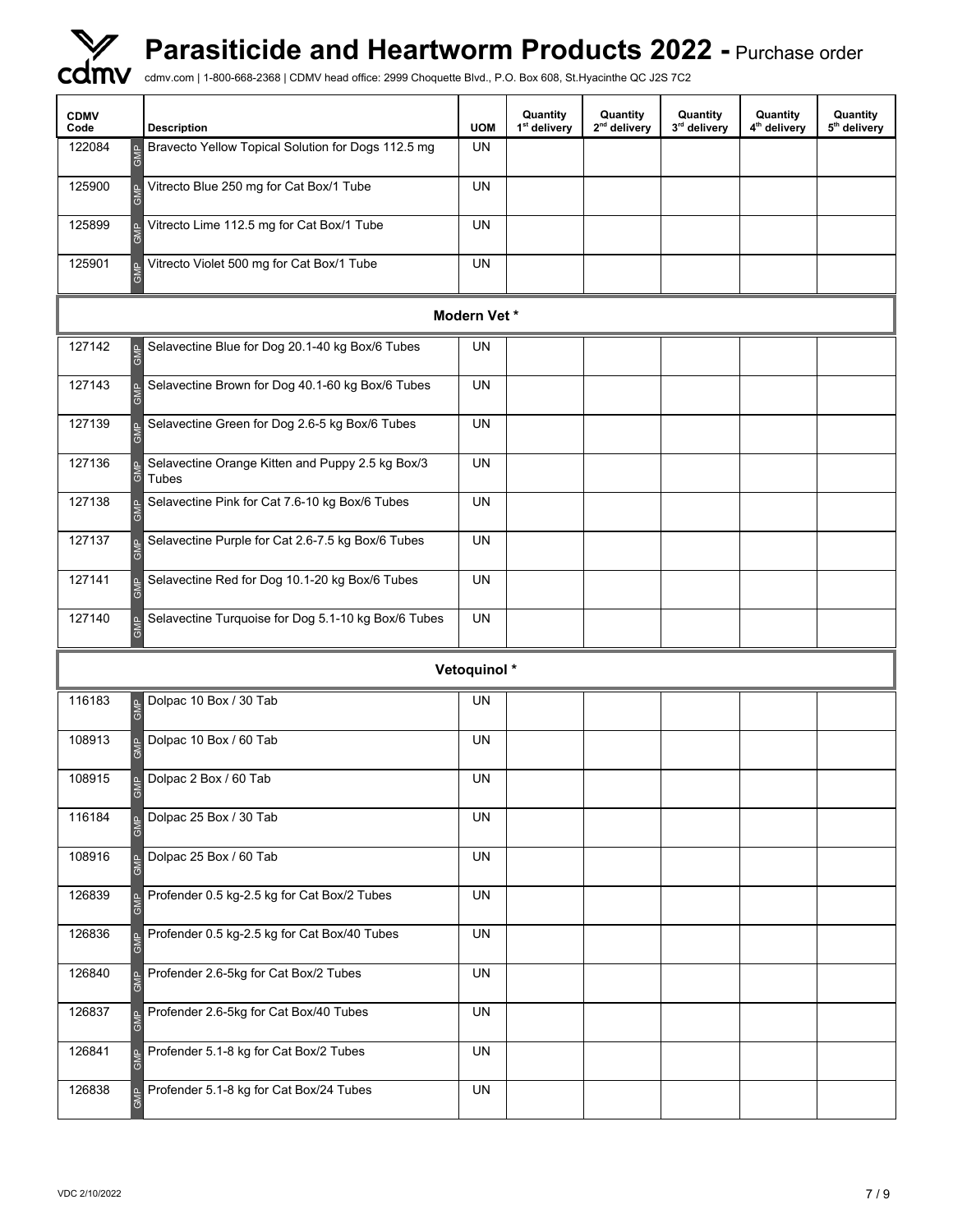# Parasiticide and Heartworm Products 2022 - Purchase order

cdmv.com | 1-800-668-2368 | CDMV head office: 2999 Choquette Blvd., P.O. Box 608, St.Hyacinthe QC J2S 7C2

| CDMV Code | | Description | UOM | Quantity 1st delivery | Quantity 2nd delivery | Quantity 3rd delivery | Quantity 4th delivery | Quantity 5th delivery |
|---|---|---|---|---|---|---|---|---|
| 122084 | GMP | Bravecto Yellow Topical Solution for Dogs 112.5 mg | UN | | | | | |
| 125900 | GMP | Vitrecto Blue 250 mg for Cat Box/1 Tube | UN | | | | | |
| 125899 | GMP | Vitrecto Lime 112.5 mg for Cat Box/1 Tube | UN | | | | | |
| 125901 | GMP | Vitrecto Violet 500 mg for Cat Box/1 Tube | UN | | | | | |
| **Modern Vet *** | | | | | | | | |
| 127142 | GMP | Selavectine Blue for Dog 20.1-40 kg Box/6 Tubes | UN | | | | | |
| 127143 | GMP | Selavectine Brown for Dog 40.1-60 kg Box/6 Tubes | UN | | | | | |
| 127139 | GMP | Selavectine Green for Dog 2.6-5 kg Box/6 Tubes | UN | | | | | |
| 127136 | GMP | Selavectine Orange Kitten and Puppy 2.5 kg Box/3 Tubes | UN | | | | | |
| 127138 | GMP | Selavectine Pink for Cat 7.6-10 kg Box/6 Tubes | UN | | | | | |
| 127137 | GMP | Selavectine Purple for Cat 2.6-7.5 kg Box/6 Tubes | UN | | | | | |
| 127141 | GMP | Selavectine Red for Dog 10.1-20 kg Box/6 Tubes | UN | | | | | |
| 127140 | GMP | Selavectine Turquoise for Dog 5.1-10 kg Box/6 Tubes | UN | | | | | |
| **Vetoquinol *** | | | | | | | | |
| 116183 | GMP | Dolpac 10 Box / 30 Tab | UN | | | | | |
| 108913 | GMP | Dolpac 10 Box / 60 Tab | UN | | | | | |
| 108915 | GMP | Dolpac 2 Box / 60 Tab | UN | | | | | |
| 116184 | GMP | Dolpac 25 Box / 30 Tab | UN | | | | | |
| 108916 | GMP | Dolpac 25 Box / 60 Tab | UN | | | | | |
| 126839 | GMP | Profender 0.5 kg-2.5 kg for Cat Box/2 Tubes | UN | | | | | |
| 126836 | GMP | Profender 0.5 kg-2.5 kg for Cat Box/40 Tubes | UN | | | | | |
| 126840 | GMP | Profender 2.6-5kg for Cat Box/2 Tubes | UN | | | | | |
| 126837 | GMP | Profender 2.6-5kg for Cat Box/40 Tubes | UN | | | | | |
| 126841 | GMP | Profender 5.1-8 kg for Cat Box/2 Tubes | UN | | | | | |
| 126838 | GMP | Profender 5.1-8 kg for Cat Box/24 Tubes | UN | | | | | |

VDC 2/10/2022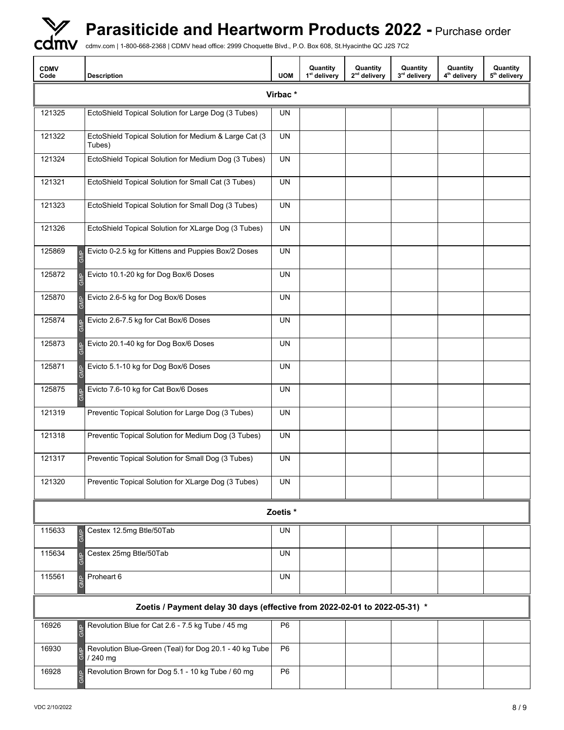# Parasiticide and Heartworm Products 2022 - Purchase order

cdmv.com | 1-800-668-2368 | CDMV head office: 2999 Choquette Blvd., P.O. Box 608, St.Hyacinthe QC J2S 7C2

| CDMV Code | | Description | UOM | Quantity 1st delivery | Quantity 2nd delivery | Quantity 3rd delivery | Quantity 4th delivery | Quantity 5th delivery |
|---|---|---|---|---|---|---|---|---|
| **Virbac *** | | | | | | | | |
| 121325 | | EctoShield Topical Solution for Large Dog (3 Tubes) | UN | | | | | |
| 121322 | | EctoShield Topical Solution for Medium & Large Cat (3 Tubes) | UN | | | | | |
| 121324 | | EctoShield Topical Solution for Medium Dog (3 Tubes) | UN | | | | | |
| 121321 | | EctoShield Topical Solution for Small Cat (3 Tubes) | UN | | | | | |
| 121323 | | EctoShield Topical Solution for Small Dog (3 Tubes) | UN | | | | | |
| 121326 | | EctoShield Topical Solution for XLarge Dog (3 Tubes) | UN | | | | | |
| 125869 | GMP | Evicto 0-2.5 kg for Kittens and Puppies Box/2 Doses | UN | | | | | |
| 125872 | GMP | Evicto 10.1-20 kg for Dog Box/6 Doses | UN | | | | | |
| 125870 | GMP | Evicto 2.6-5 kg for Dog Box/6 Doses | UN | | | | | |
| 125874 | GMP | Evicto 2.6-7.5 kg for Cat Box/6 Doses | UN | | | | | |
| 125873 | GMP | Evicto 20.1-40 kg for Dog Box/6 Doses | UN | | | | | |
| 125871 | GMP | Evicto 5.1-10 kg for Dog Box/6 Doses | UN | | | | | |
| 125875 | GMP | Evicto 7.6-10 kg for Cat Box/6 Doses | UN | | | | | |
| 121319 | | Preventic Topical Solution for Large Dog (3 Tubes) | UN | | | | | |
| 121318 | | Preventic Topical Solution for Medium Dog (3 Tubes) | UN | | | | | |
| 121317 | | Preventic Topical Solution for Small Dog (3 Tubes) | UN | | | | | |
| 121320 | | Preventic Topical Solution for XLarge Dog (3 Tubes) | UN | | | | | |
| **Zoetis *** | | | | | | | | |
| 115633 | GMP | Cestex 12.5mg Btle/50Tab | UN | | | | | |
| 115634 | GMP | Cestex 25mg Btle/50Tab | UN | | | | | |
| 115561 | GMP | Proheart 6 | UN | | | | | |
| **Zoetis / Payment delay 30 days (effective from 2022-02-01 to 2022-05-31) *** | | | | | | | | |
| 16926 | GMP | Revolution Blue for Cat 2.6 - 7.5 kg Tube / 45 mg | P6 | | | | | |
| 16930 | GMP | Revolution Blue-Green (Teal) for Dog 20.1 - 40 kg Tube / 240 mg | P6 | | | | | |
| 16928 | GMP | Revolution Brown for Dog 5.1 - 10 kg Tube / 60 mg | P6 | | | | | |

VDC 2/10/2022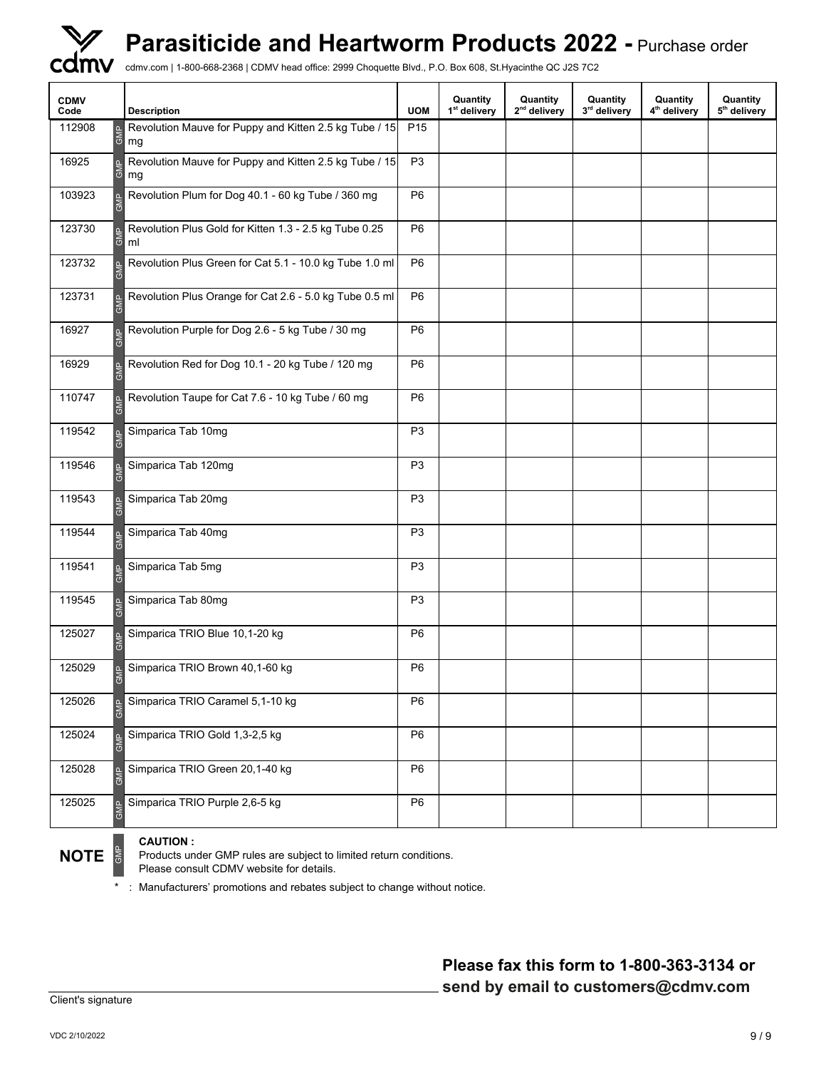# Parasiticide and Heartworm Products 2022 - Purchase order

cdmv.com | 1-800-668-2368 | CDMV head office: 2999 Choquette Blvd., P.O. Box 608, St.Hyacinthe QC J2S 7C2

| CDMV Code | | Description | UOM | Quantity 1st delivery | Quantity 2nd delivery | Quantity 3rd delivery | Quantity 4th delivery | Quantity 5th delivery |
|---|---|---|---|---|---|---|---|---|
| 112908 | GMP | Revolution Mauve for Puppy and Kitten 2.5 kg Tube / 15 mg | P15 | | | | | |
| 16925 | GMP | Revolution Mauve for Puppy and Kitten 2.5 kg Tube / 15 mg | P3 | | | | | |
| 103923 | GMP | Revolution Plum for Dog 40.1 - 60 kg Tube / 360 mg | P6 | | | | | |
| 123730 | GMP | Revolution Plus Gold for Kitten 1.3 - 2.5 kg Tube 0.25 ml | P6 | | | | | |
| 123732 | GMP | Revolution Plus Green for Cat 5.1 - 10.0 kg Tube 1.0 ml | P6 | | | | | |
| 123731 | GMP | Revolution Plus Orange for Cat 2.6 - 5.0 kg Tube 0.5 ml | P6 | | | | | |
| 16927 | GMP | Revolution Purple for Dog 2.6 - 5 kg Tube / 30 mg | P6 | | | | | |
| 16929 | GMP | Revolution Red for Dog 10.1 - 20 kg Tube / 120 mg | P6 | | | | | |
| 110747 | GMP | Revolution Taupe for Cat 7.6 - 10 kg Tube / 60 mg | P6 | | | | | |
| 119542 | GMP | Simparica Tab 10mg | P3 | | | | | |
| 119546 | GMP | Simparica Tab 120mg | P3 | | | | | |
| 119543 | GMP | Simparica Tab 20mg | P3 | | | | | |
| 119544 | GMP | Simparica Tab 40mg | P3 | | | | | |
| 119541 | GMP | Simparica Tab 5mg | P3 | | | | | |
| 119545 | GMP | Simparica Tab 80mg | P3 | | | | | |
| 125027 | GMP | Simparica TRIO Blue 10,1-20 kg | P6 | | | | | |
| 125029 | GMP | Simparica TRIO Brown 40,1-60 kg | P6 | | | | | |
| 125026 | GMP | Simparica TRIO Caramel 5,1-10 kg | P6 | | | | | |
| 125024 | GMP | Simparica TRIO Gold 1,3-2,5 kg | P6 | | | | | |
| 125028 | GMP | Simparica TRIO Green 20,1-40 kg | P6 | | | | | |
| 125025 | GMP | Simparica TRIO Purple 2,6-5 kg | P6 | | | | | |

**NOTE** GMP **CAUTION :**
Products under GMP rules are subject to limited return conditions.
Please consult CDMV website for details.

* : Manufacturers' promotions and rebates subject to change without notice.

**Please fax this form to 1-800-363-3134 or send by email to customers@cdmv.com**

Client's signature

VDC 2/10/2022